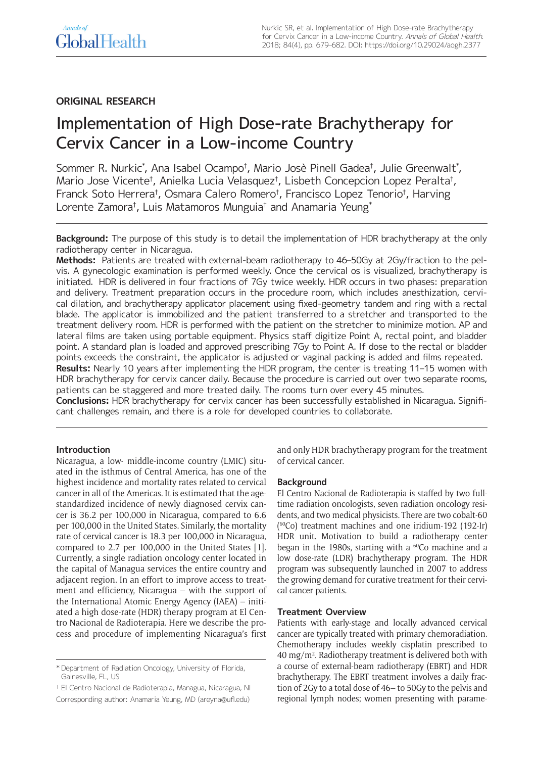ORIGINAL RESEARCH

# Implementation of High Dose-rate Brachytherapy for Cervix Cancer in a Low-income Country

Sommer R. Nurkic*, Ana Isabel Ocampo†, Mario Josè Pinell Gadea†, Julie Greenwalt*, Mario Jose Vicente†, Anielka Lucia Velasquez†, Lisbeth Concepcion Lopez Peralta†, Franck Soto Herrera†, Osmara Calero Romero†, Francisco Lopez Tenorio†, Harving Lorente Zamora†, Luis Matamoros Munguia† and Anamaria Yeung*

**Background:** The purpose of this study is to detail the implementation of HDR brachytherapy at the only radiotherapy center in Nicaragua.

**Methods:** Patients are treated with external-beam radiotherapy to 46–50Gy at 2Gy/fraction to the pelvis. A gynecologic examination is performed weekly. Once the cervical os is visualized, brachytherapy is initiated. HDR is delivered in four fractions of 7Gy twice weekly. HDR occurs in two phases: preparation and delivery. Treatment preparation occurs in the procedure room, which includes anesthization, cervical dilation, and brachytherapy applicator placement using fixed-geometry tandem and ring with a rectal blade. The applicator is immobilized and the patient transferred to a stretcher and transported to the treatment delivery room. HDR is performed with the patient on the stretcher to minimize motion. AP and lateral films are taken using portable equipment. Physics staff digitize Point A, rectal point, and bladder point. A standard plan is loaded and approved prescribing 7Gy to Point A. If dose to the rectal or bladder points exceeds the constraint, the applicator is adjusted or vaginal packing is added and films repeated.

**Results:** Nearly 10 years after implementing the HDR program, the center is treating 11–15 women with HDR brachytherapy for cervix cancer daily. Because the procedure is carried out over two separate rooms, patients can be staggered and more treated daily. The rooms turn over every 45 minutes.

**Conclusions:** HDR brachytherapy for cervix cancer has been successfully established in Nicaragua. Significant challenges remain, and there is a role for developed countries to collaborate.

## Introduction

Nicaragua, a low- middle-income country (LMIC) situated in the isthmus of Central America, has one of the highest incidence and mortality rates related to cervical cancer in all of the Americas. It is estimated that the age-standardized incidence of newly diagnosed cervix cancer is 36.2 per 100,000 in Nicaragua, compared to 6.6 per 100,000 in the United States. Similarly, the mortality rate of cervical cancer is 18.3 per 100,000 in Nicaragua, compared to 2.7 per 100,000 in the United States [1]. Currently, a single radiation oncology center located in the capital of Managua services the entire country and adjacent region. In an effort to improve access to treatment and efficiency, Nicaragua – with the support of the International Atomic Energy Agency (IAEA) – initiated a high dose-rate (HDR) therapy program at El Centro Nacional de Radioterapia. Here we describe the process and procedure of implementing Nicaragua's first and only HDR brachytherapy program for the treatment of cervical cancer.

## Background

El Centro Nacional de Radioterapia is staffed by two full-time radiation oncologists, seven radiation oncology residents, and two medical physicists. There are two cobalt-60 ($^{60}$Co) treatment machines and one iridium-192 (192-Ir) HDR unit. Motivation to build a radiotherapy center began in the 1980s, starting with a $^{60}$Co machine and a low dose-rate (LDR) brachytherapy program. The HDR program was subsequently launched in 2007 to address the growing demand for curative treatment for their cervical cancer patients.

## Treatment Overview

Patients with early-stage and locally advanced cervical cancer are typically treated with primary chemoradiation. Chemotherapy includes weekly cisplatin prescribed to 40 mg/m$^2$. Radiotherapy treatment is delivered both with a course of external-beam radiotherapy (EBRT) and HDR brachytherapy. The EBRT treatment involves a daily fraction of 2Gy to a total dose of 46– to 50Gy to the pelvis and regional lymph nodes; women presenting with parame-

\* Department of Radiation Oncology, University of Florida, Gainesville, FL, US

† El Centro Nacional de Radioterapia, Managua, Nicaragua, NI

Corresponding author: Anamaria Yeung, MD (areyna@ufl.edu)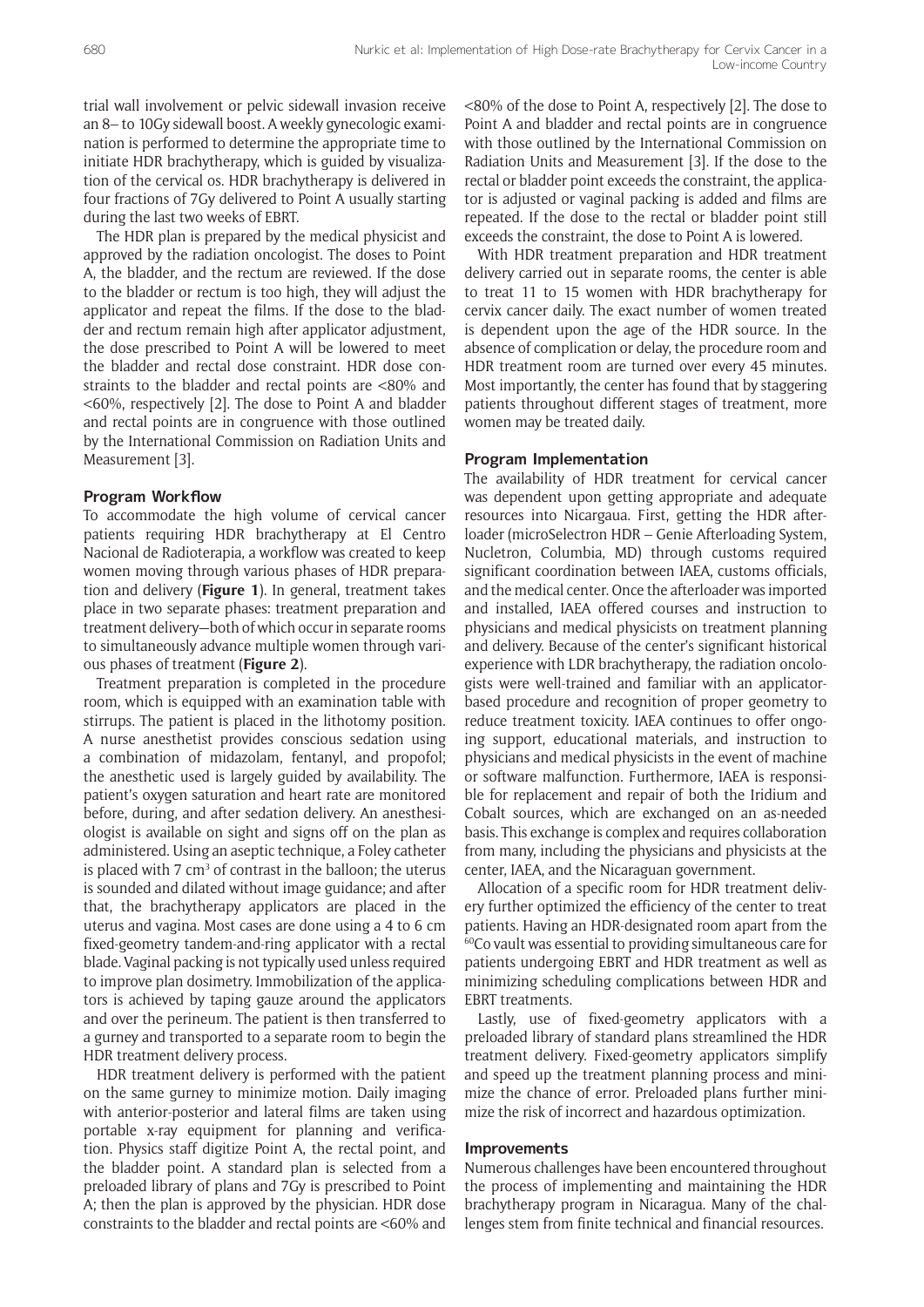trial wall involvement or pelvic sidewall invasion receive an 8– to 10Gy sidewall boost. A weekly gynecologic examination is performed to determine the appropriate time to initiate HDR brachytherapy, which is guided by visualization of the cervical os. HDR brachytherapy is delivered in four fractions of 7Gy delivered to Point A usually starting during the last two weeks of EBRT.

The HDR plan is prepared by the medical physicist and approved by the radiation oncologist. The doses to Point A, the bladder, and the rectum are reviewed. If the dose to the bladder or rectum is too high, they will adjust the applicator and repeat the films. If the dose to the bladder and rectum remain high after applicator adjustment, the dose prescribed to Point A will be lowered to meet the bladder and rectal dose constraint. HDR dose constraints to the bladder and rectal points are <80% and <60%, respectively [2]. The dose to Point A and bladder and rectal points are in congruence with those outlined by the International Commission on Radiation Units and Measurement [3].

### Program Workflow

To accommodate the high volume of cervical cancer patients requiring HDR brachytherapy at El Centro Nacional de Radioterapia, a workflow was created to keep women moving through various phases of HDR preparation and delivery (**Figure 1**). In general, treatment takes place in two separate phases: treatment preparation and treatment delivery—both of which occur in separate rooms to simultaneously advance multiple women through various phases of treatment (**Figure 2**).

Treatment preparation is completed in the procedure room, which is equipped with an examination table with stirrups. The patient is placed in the lithotomy position. A nurse anesthetist provides conscious sedation using a combination of midazolam, fentanyl, and propofol; the anesthetic used is largely guided by availability. The patient's oxygen saturation and heart rate are monitored before, during, and after sedation delivery. An anesthesiologist is available on sight and signs off on the plan as administered. Using an aseptic technique, a Foley catheter is placed with 7 $cm^3$ of contrast in the balloon; the uterus is sounded and dilated without image guidance; and after that, the brachytherapy applicators are placed in the uterus and vagina. Most cases are done using a 4 to 6 cm fixed-geometry tandem-and-ring applicator with a rectal blade. Vaginal packing is not typically used unless required to improve plan dosimetry. Immobilization of the applicators is achieved by taping gauze around the applicators and over the perineum. The patient is then transferred to a gurney and transported to a separate room to begin the HDR treatment delivery process.

HDR treatment delivery is performed with the patient on the same gurney to minimize motion. Daily imaging with anterior-posterior and lateral films are taken using portable x-ray equipment for planning and verification. Physics staff digitize Point A, the rectal point, and the bladder point. A standard plan is selected from a preloaded library of plans and 7Gy is prescribed to Point A; then the plan is approved by the physician. HDR dose constraints to the bladder and rectal points are <60% and <80% of the dose to Point A, respectively [2]. The dose to Point A and bladder and rectal points are in congruence with those outlined by the International Commission on Radiation Units and Measurement [3]. If the dose to the rectal or bladder point exceeds the constraint, the applicator is adjusted or vaginal packing is added and films are repeated. If the dose to the rectal or bladder point still exceeds the constraint, the dose to Point A is lowered.

With HDR treatment preparation and HDR treatment delivery carried out in separate rooms, the center is able to treat 11 to 15 women with HDR brachytherapy for cervix cancer daily. The exact number of women treated is dependent upon the age of the HDR source. In the absence of complication or delay, the procedure room and HDR treatment room are turned over every 45 minutes. Most importantly, the center has found that by staggering patients throughout different stages of treatment, more women may be treated daily.

### Program Implementation

The availability of HDR treatment for cervical cancer was dependent upon getting appropriate and adequate resources into Nicargaua. First, getting the HDR afterloader (microSelectron HDR – Genie Afterloading System, Nucletron, Columbia, MD) through customs required significant coordination between IAEA, customs officials, and the medical center. Once the afterloader was imported and installed, IAEA offered courses and instruction to physicians and medical physicists on treatment planning and delivery. Because of the center's significant historical experience with LDR brachytherapy, the radiation oncologists were well-trained and familiar with an applicator-based procedure and recognition of proper geometry to reduce treatment toxicity. IAEA continues to offer ongoing support, educational materials, and instruction to physicians and medical physicists in the event of machine or software malfunction. Furthermore, IAEA is responsible for replacement and repair of both the Iridium and Cobalt sources, which are exchanged on an as-needed basis. This exchange is complex and requires collaboration from many, including the physicians and physicists at the center, IAEA, and the Nicaraguan government.

Allocation of a specific room for HDR treatment delivery further optimized the efficiency of the center to treat patients. Having an HDR-designated room apart from the $^{60}Co$ vault was essential to providing simultaneous care for patients undergoing EBRT and HDR treatment as well as minimizing scheduling complications between HDR and EBRT treatments.

Lastly, use of fixed-geometry applicators with a preloaded library of standard plans streamlined the HDR treatment delivery. Fixed-geometry applicators simplify and speed up the treatment planning process and minimize the chance of error. Preloaded plans further minimize the risk of incorrect and hazardous optimization.

### Improvements

Numerous challenges have been encountered throughout the process of implementing and maintaining the HDR brachytherapy program in Nicaragua. Many of the challenges stem from finite technical and financial resources.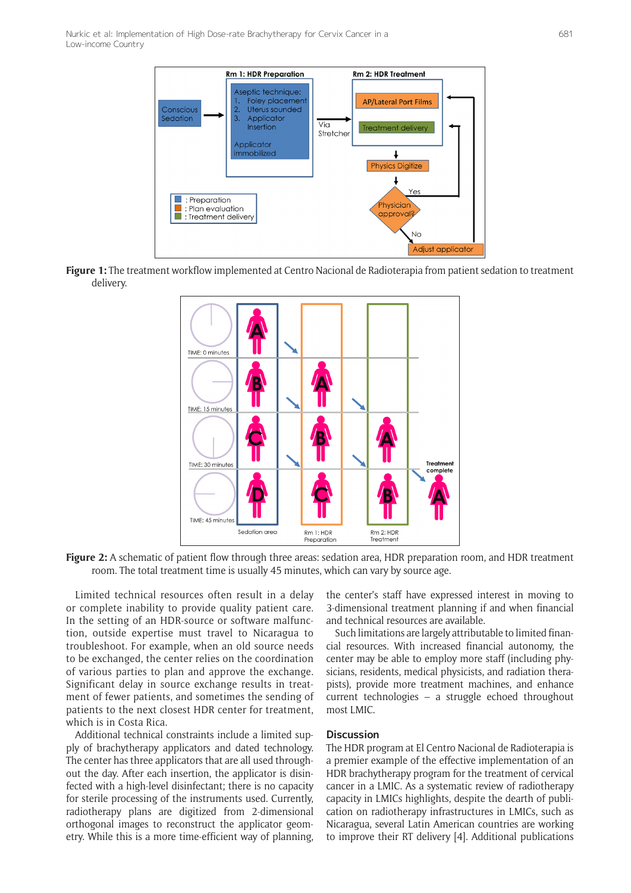Figure 1: The treatment workflow implemented at Centro Nacional de Radioterapia from patient sedation to treatment delivery.

Figure 2: A schematic of patient flow through three areas: sedation area, HDR preparation room, and HDR treatment room. The total treatment time is usually 45 minutes, which can vary by source age.

Limited technical resources often result in a delay or complete inability to provide quality patient care. In the setting of an HDR-source or software malfunction, outside expertise must travel to Nicaragua to troubleshoot. For example, when an old source needs to be exchanged, the center relies on the coordination of various parties to plan and approve the exchange. Significant delay in source exchange results in treatment of fewer patients, and sometimes the sending of patients to the next closest HDR center for treatment, which is in Costa Rica.

Additional technical constraints include a limited supply of brachytherapy applicators and dated technology. The center has three applicators that are all used throughout the day. After each insertion, the applicator is disinfected with a high-level disinfectant; there is no capacity for sterile processing of the instruments used. Currently, radiotherapy plans are digitized from 2-dimensional orthogonal images to reconstruct the applicator geometry. While this is a more time-efficient way of planning, the center's staff have expressed interest in moving to 3-dimensional treatment planning if and when financial and technical resources are available.

Such limitations are largely attributable to limited financial resources. With increased financial autonomy, the center may be able to employ more staff (including physicians, residents, medical physicists, and radiation therapists), provide more treatment machines, and enhance current technologies – a struggle echoed throughout most LMIC.

## Discussion

The HDR program at El Centro Nacional de Radioterapia is a premier example of the effective implementation of an HDR brachytherapy program for the treatment of cervical cancer in a LMIC. As a systematic review of radiotherapy capacity in LMICs highlights, despite the dearth of publication on radiotherapy infrastructures in LMICs, such as Nicaragua, several Latin American countries are working to improve their RT delivery [4]. Additional publications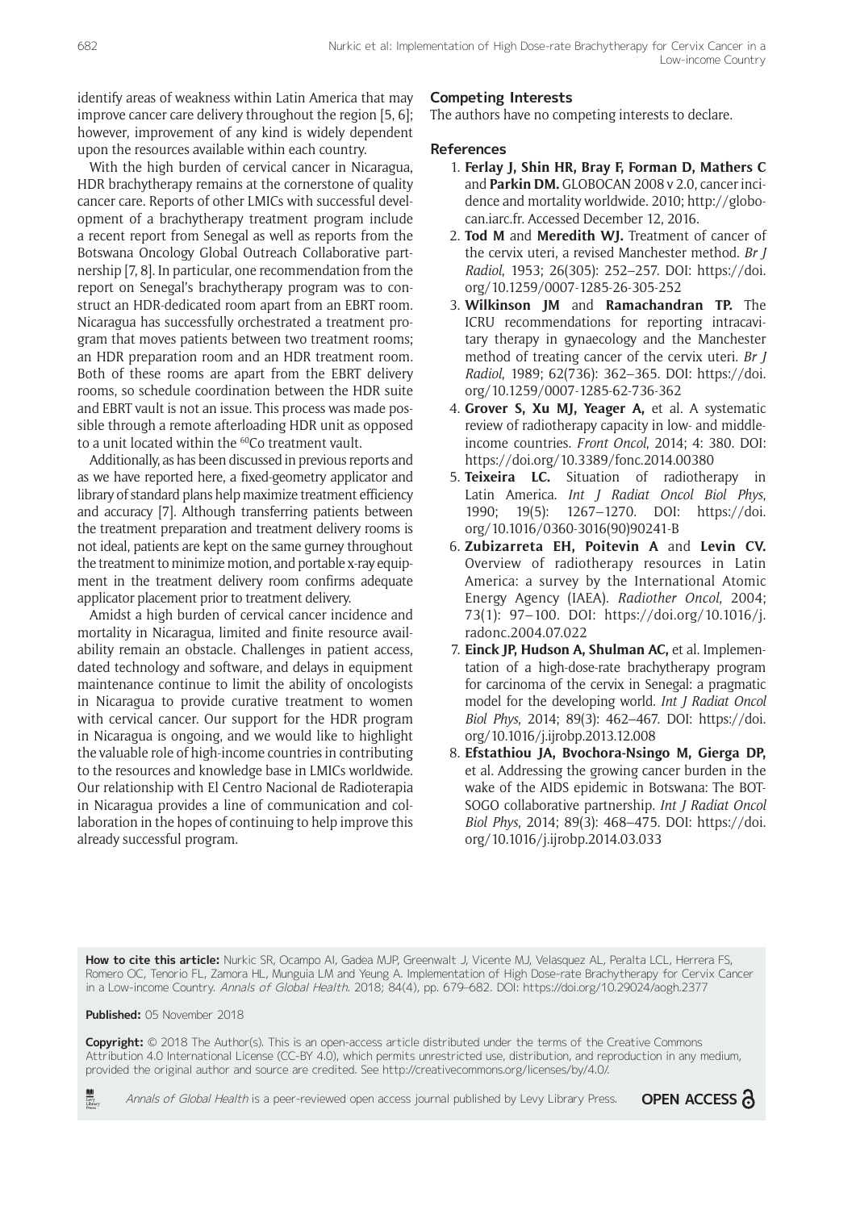identify areas of weakness within Latin America that may improve cancer care delivery throughout the region [5, 6]; however, improvement of any kind is widely dependent upon the resources available within each country.

With the high burden of cervical cancer in Nicaragua, HDR brachytherapy remains at the cornerstone of quality cancer care. Reports of other LMICs with successful development of a brachytherapy treatment program include a recent report from Senegal as well as reports from the Botswana Oncology Global Outreach Collaborative partnership [7, 8]. In particular, one recommendation from the report on Senegal's brachytherapy program was to construct an HDR-dedicated room apart from an EBRT room. Nicaragua has successfully orchestrated a treatment program that moves patients between two treatment rooms; an HDR preparation room and an HDR treatment room. Both of these rooms are apart from the EBRT delivery rooms, so schedule coordination between the HDR suite and EBRT vault is not an issue. This process was made possible through a remote afterloading HDR unit as opposed to a unit located within the $^{60}$Co treatment vault.

Additionally, as has been discussed in previous reports and as we have reported here, a fixed-geometry applicator and library of standard plans help maximize treatment efficiency and accuracy [7]. Although transferring patients between the treatment preparation and treatment delivery rooms is not ideal, patients are kept on the same gurney throughout the treatment to minimize motion, and portable x-ray equipment in the treatment delivery room confirms adequate applicator placement prior to treatment delivery.

Amidst a high burden of cervical cancer incidence and mortality in Nicaragua, limited and finite resource availability remain an obstacle. Challenges in patient access, dated technology and software, and delays in equipment maintenance continue to limit the ability of oncologists in Nicaragua to provide curative treatment to women with cervical cancer. Our support for the HDR program in Nicaragua is ongoing, and we would like to highlight the valuable role of high-income countries in contributing to the resources and knowledge base in LMICs worldwide. Our relationship with El Centro Nacional de Radioterapia in Nicaragua provides a line of communication and collaboration in the hopes of continuing to help improve this already successful program.

## Competing Interests

The authors have no competing interests to declare.

## References

1. **Ferlay J, Shin HR, Bray F, Forman D, Mathers C** and **Parkin DM.** GLOBOCAN 2008 v 2.0, cancer incidence and mortality worldwide. 2010; http://globocan.iarc.fr. Accessed December 12, 2016.
2. **Tod M** and **Meredith WJ.** Treatment of cancer of the cervix uteri, a revised Manchester method. *Br J Radiol*, 1953; 26(305): 252–257. DOI: https://doi.org/10.1259/0007-1285-26-305-252
3. **Wilkinson JM** and **Ramachandran TP.** The ICRU recommendations for reporting intracavitary therapy in gynaecology and the Manchester method of treating cancer of the cervix uteri. *Br J Radiol*, 1989; 62(736): 362–365. DOI: https://doi.org/10.1259/0007-1285-62-736-362
4. **Grover S, Xu MJ, Yeager A,** et al. A systematic review of radiotherapy capacity in low- and middle-income countries. *Front Oncol*, 2014; 4: 380. DOI: https://doi.org/10.3389/fonc.2014.00380
5. **Teixeira LC.** Situation of radiotherapy in Latin America. *Int J Radiat Oncol Biol Phys*, 1990; 19(5): 1267–1270. DOI: https://doi.org/10.1016/0360-3016(90)90241-B
6. **Zubizarreta EH, Poitevin A** and **Levin CV.** Overview of radiotherapy resources in Latin America: a survey by the International Atomic Energy Agency (IAEA). *Radiother Oncol*, 2004; 73(1): 97–100. DOI: https://doi.org/10.1016/j.radonc.2004.07.022
7. **Einck JP, Hudson A, Shulman AC,** et al. Implementation of a high-dose-rate brachytherapy program for carcinoma of the cervix in Senegal: a pragmatic model for the developing world. *Int J Radiat Oncol Biol Phys*, 2014; 89(3): 462–467. DOI: https://doi.org/10.1016/j.ijrobp.2013.12.008
8. **Efstathiou JA, Bvochora-Nsingo M, Gierga DP,** et al. Addressing the growing cancer burden in the wake of the AIDS epidemic in Botswana: The BOTSOGO collaborative partnership. *Int J Radiat Oncol Biol Phys*, 2014; 89(3): 468–475. DOI: https://doi.org/10.1016/j.ijrobp.2014.03.033

**How to cite this article:** Nurkic SR, Ocampo AI, Gadea MJP, Greenwalt J, Vicente MJ, Velasquez AL, Peralta LCL, Herrera FS, Romero OC, Tenorio FL, Zamora HL, Munguia LM and Yeung A. Implementation of High Dose-rate Brachytherapy for Cervix Cancer in a Low-income Country. *Annals of Global Health*. 2018; 84(4), pp. 679–682. DOI: https://doi.org/10.29024/aogh.2377

**Published:** 05 November 2018

**Copyright:** © 2018 The Author(s). This is an open-access article distributed under the terms of the Creative Commons Attribution 4.0 International License (CC-BY 4.0), which permits unrestricted use, distribution, and reproduction in any medium, provided the original author and source are credited. See http://creativecommons.org/licenses/by/4.0/.

*Annals of Global Health* is a peer-reviewed open access journal published by Levy Library Press. **OPEN ACCESS**